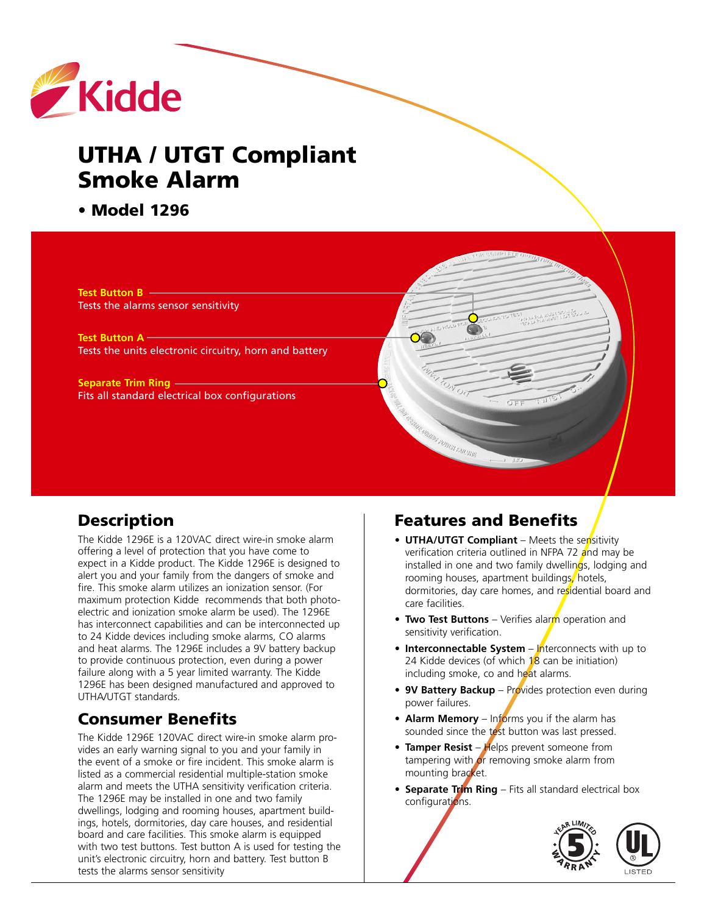Kidde

# UTHA / UTGT Compliant Smoke Alarm

- **Model 1296**

**Test Button B**
Tests the alarms sensor sensitivity

**Test Button A**
Tests the units electronic circuitry, horn and battery

**Separate Trim Ring**
Fits all standard electrical box configurations

## Description

The Kidde 1296E is a 120VAC direct wire-in smoke alarm offering a level of protection that you have come to expect in a Kidde product. The Kidde 1296E is designed to alert you and your family from the dangers of smoke and fire. This smoke alarm utilizes an ionization sensor. (For maximum protection Kidde recommends that both photo-electric and ionization smoke alarm be used). The 1296E has interconnect capabilities and can be interconnected up to 24 Kidde devices including smoke alarms, CO alarms and heat alarms. The 1296E includes a 9V battery backup to provide continuous protection, even during a power failure along with a 5 year limited warranty. The Kidde 1296E has been designed manufactured and approved to UTHA/UTGT standards.

## Consumer Benefits

The Kidde 1296E 120VAC direct wire-in smoke alarm provides an early warning signal to you and your family in the event of a smoke or fire incident. This smoke alarm is listed as a commercial residential multiple-station smoke alarm and meets the UTHA sensitivity verification criteria. The 1296E may be installed in one and two family dwellings, lodging and rooming houses, apartment buildings, hotels, dormitories, day care houses, and residential board and care facilities. This smoke alarm is equipped with two test buttons. Test button A is used for testing the unit's electronic circuitry, horn and battery. Test button B tests the alarms sensor sensitivity

## Features and Benefits

- **UTHA/UTGT Compliant** – Meets the sensitivity verification criteria outlined in NFPA 72 and may be installed in one and two family dwellings, lodging and rooming houses, apartment buildings, hotels, dormitories, day care homes, and residential board and care facilities.
- **Two Test Buttons** – Verifies alarm operation and sensitivity verification.
- **Interconnectable System** – Interconnects with up to 24 Kidde devices (of which 18 can be initiation) including smoke, co and heat alarms.
- **9V Battery Backup** – Provides protection even during power failures.
- **Alarm Memory** – Informs you if the alarm has sounded since the test button was last pressed.
- **Tamper Resist** – Helps prevent someone from tampering with or removing smoke alarm from mounting bracket.
- **Separate Trim Ring** – Fits all standard electrical box configurations.

5 YEAR LIMITED WARRANTY

UL LISTED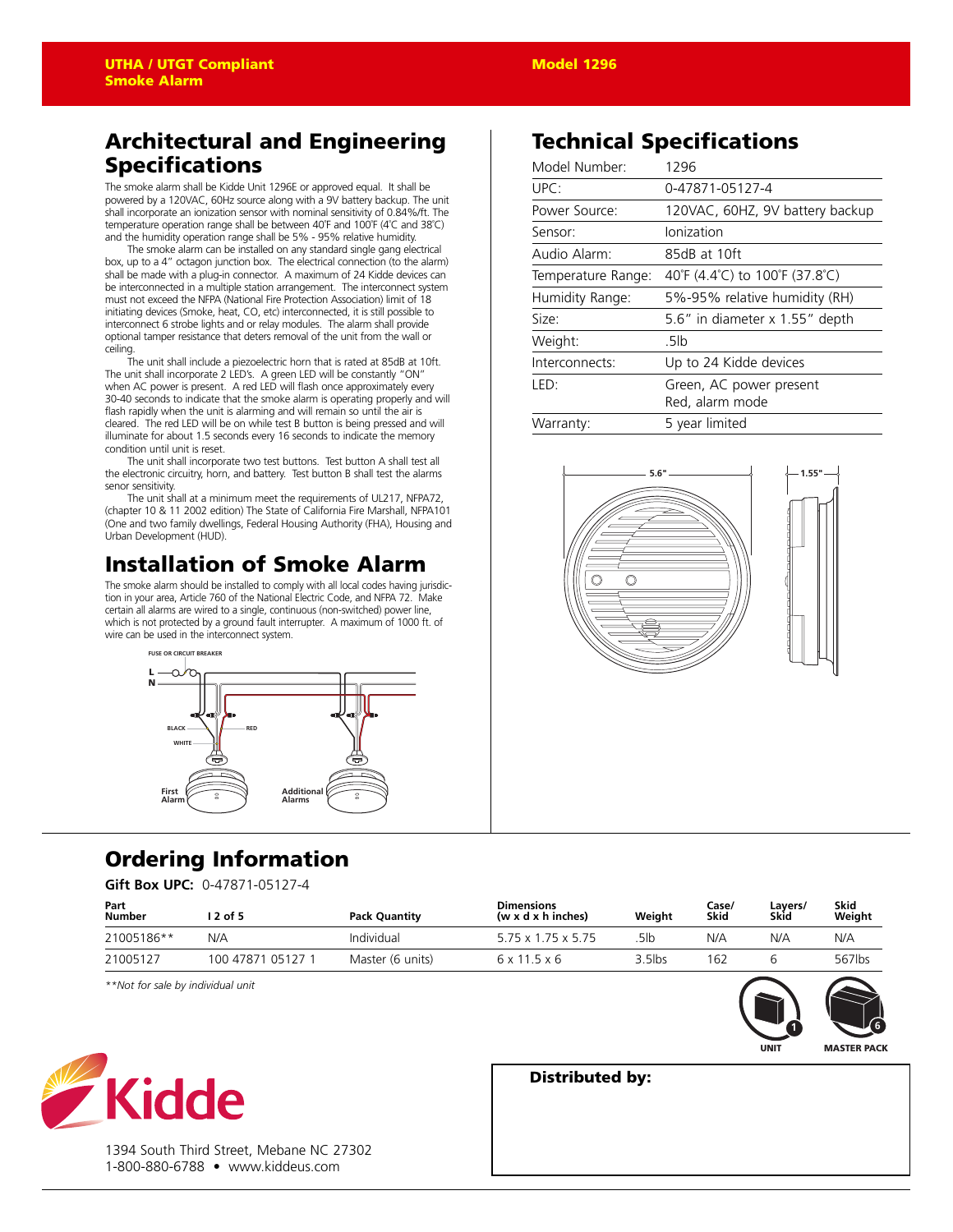**UTHA / UTGT Compliant Smoke Alarm** **Model 1296**

## Architectural and Engineering Specifications

The smoke alarm shall be Kidde Unit 1296E or approved equal. It shall be powered by a 120VAC, 60Hz source along with a 9V battery backup. The unit shall incorporate an ionization sensor with nominal sensitivity of 0.84%/ft. The temperature operation range shall be between 40̊F and 100̊F (4̊C and 38̊C) and the humidity operation range shall be 5% - 95% relative humidity.

The smoke alarm can be installed on any standard single gang electrical box, up to a 4" octagon junction box. The electrical connection (to the alarm) shall be made with a plug-in connector. A maximum of 24 Kidde devices can be interconnected in a multiple station arrangement. The interconnect system must not exceed the NFPA (National Fire Protection Association) limit of 18 initiating devices (Smoke, heat, CO, etc) interconnected, it is still possible to interconnect 6 strobe lights and or relay modules. The alarm shall provide optional tamper resistance that deters removal of the unit from the wall or ceiling.

The unit shall include a piezoelectric horn that is rated at 85dB at 10ft. The unit shall incorporate 2 LED's. A green LED will be constantly "ON" when AC power is present. A red LED will flash once approximately every 30-40 seconds to indicate that the smoke alarm is operating properly and will flash rapidly when the unit is alarming and will remain so until the air is cleared. The red LED will be on while test B button is being pressed and will illuminate for about 1.5 seconds every 16 seconds to indicate the memory condition until unit is reset.

The unit shall incorporate two test buttons. Test button A shall test all the electronic circuitry, horn, and battery. Test button B shall test the alarms senor sensitivity.

The unit shall at a minimum meet the requirements of UL217, NFPA72, (chapter 10 & 11 2002 edition) The State of California Fire Marshall, NFPA101 (One and two family dwellings, Federal Housing Authority (FHA), Housing and Urban Development (HUD).

## Installation of Smoke Alarm

The smoke alarm should be installed to comply with all local codes having jurisdiction in your area, Article 760 of the National Electric Code, and NFPA 72. Make certain all alarms are wired to a single, continuous (non-switched) power line, which is not protected by a ground fault interrupter. A maximum of 1000 ft. of wire can be used in the interconnect system.

FUSE OR CIRCUIT BREAKER
L
N
BLACK
RED
WHITE
First Alarm
Additional Alarms

## Technical Specifications

| | |
|---|---|
| Model Number: | 1296 |
| UPC: | 0-47871-05127-4 |
| Power Source: | 120VAC, 60HZ, 9V battery backup |
| Sensor: | Ionization |
| Audio Alarm: | 85dB at 10ft |
| Temperature Range: | 40̊F (4.4̊C) to 100̊F (37.8̊C) |
| Humidity Range: | 5%-95% relative humidity (RH) |
| Size: | 5.6" in diameter x 1.55" depth |
| Weight: | .5lb |
| Interconnects: | Up to 24 Kidde devices |
| LED: | Green, AC power present<br>Red, alarm mode |
| Warranty: | 5 year limited |

5.6"
1.55"

## Ordering Information

**Gift Box UPC:** 0-47871-05127-4

| Part Number | I 2 of 5 | Pack Quantity | Dimensions (w x d x h inches) | Weight | Case/ Skid | Layers/ Skid | Skid Weight |
|---|---|---|---|---|---|---|---|
| 21005186** | N/A | Individual | 5.75 x 1.75 x 5.75 | .5lb | N/A | N/A | N/A |
| 21005127 | 100 47871 05127 1 | Master (6 units) | 6 x 11.5 x 6 | 3.5lbs | 162 | 6 | 567lbs |

*\*\*Not for sale by individual unit*

UNIT 1
MASTER PACK 6

Kidde

1394 South Third Street, Mebane NC 27302
1-800-880-6788 • www.kiddeus.com

**Distributed by:**